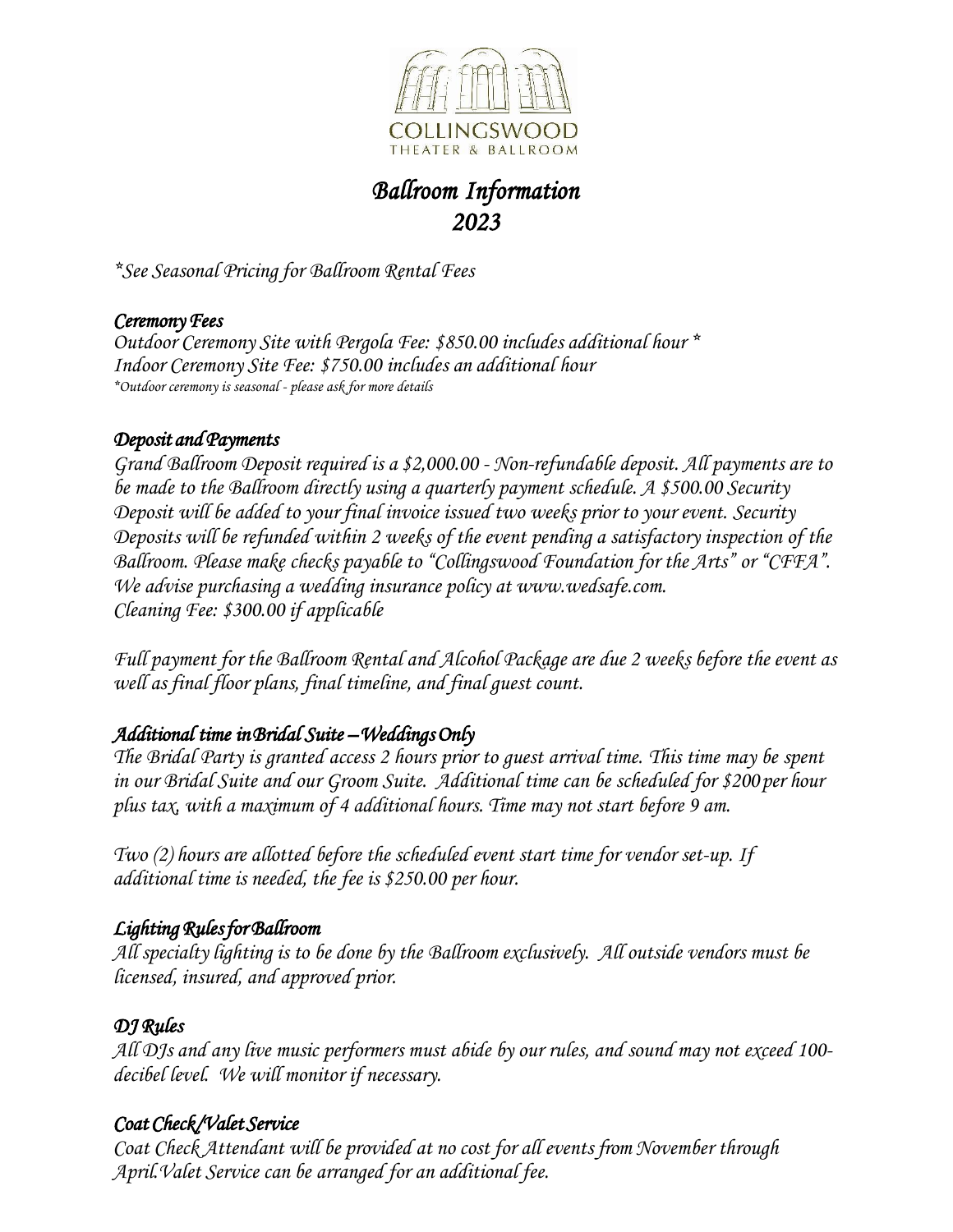COLLINGSWOOD
THEATER & BALLROOM

# *Ballroom Information*
# *2023*

*\*See Seasonal Pricing for Ballroom Rental Fees*

### *Ceremony Fees*

*Outdoor Ceremony Site with Pergola Fee: $850.00 includes additional hour \**
*Indoor Ceremony Site Fee: $750.00 includes an additional hour*
*\*Outdoor ceremony is seasonal - please ask for more details*

### *Deposit and Payments*

*Grand Ballroom Deposit required is a $2,000.00 - Non-refundable deposit. All payments are to be made to the Ballroom directly using a quarterly payment schedule. A $500.00 Security Deposit will be added to your final invoice issued two weeks prior to your event. Security Deposits will be refunded within 2 weeks of the event pending a satisfactory inspection of the Ballroom. Please make checks payable to "Collingswood Foundation for the Arts" or "CFFA". We advise purchasing a wedding insurance policy at www.wedsafe.com.*
*Cleaning Fee: $300.00 if applicable*

*Full payment for the Ballroom Rental and Alcohol Package are due 2 weeks before the event as well as final floor plans, final timeline, and final guest count.*

### *Additional time in Bridal Suite – Weddings Only*

*The Bridal Party is granted access 2 hours prior to guest arrival time. This time may be spent in our Bridal Suite and our Groom Suite. Additional time can be scheduled for $200 per hour plus tax, with a maximum of 4 additional hours. Time may not start before 9 am.*

*Two (2) hours are allotted before the scheduled event start time for vendor set-up. If additional time is needed, the fee is $250.00 per hour.*

### *Lighting Rules for Ballroom*

*All specialty lighting is to be done by the Ballroom exclusively. All outside vendors must be licensed, insured, and approved prior.*

### *DJ Rules*

*All DJs and any live music performers must abide by our rules, and sound may not exceed 100-decibel level. We will monitor if necessary.*

### *Coat Check/Valet Service*

*Coat Check Attendant will be provided at no cost for all events from November through April. Valet Service can be arranged for an additional fee.*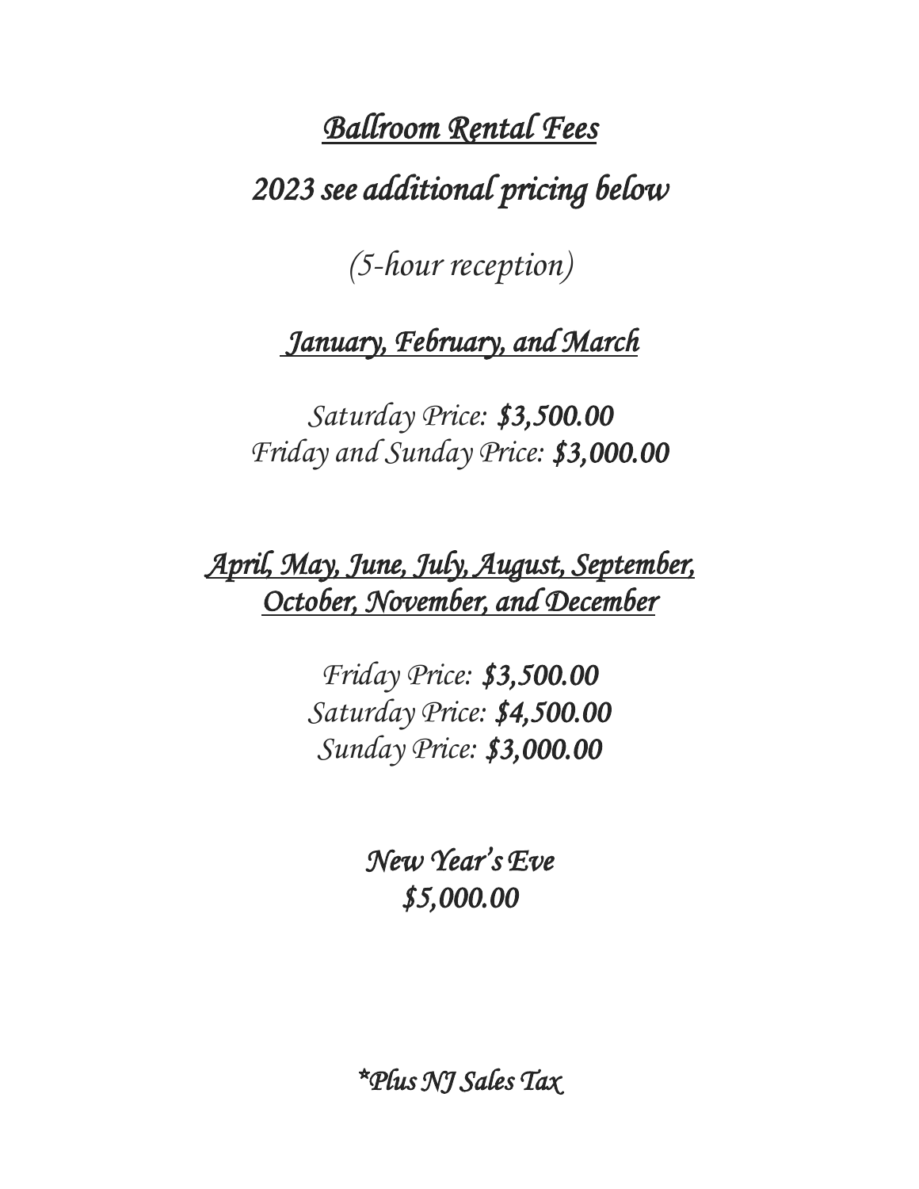# *Ballroom Rental Fees*

## *2023 see additional pricing below*

*(5-hour reception)*

### *January, February, and March*

*Saturday Price:* ***$3,500.00***
*Friday and Sunday Price:* ***$3,000.00***

### *April, May, June, July, August, September, October, November, and December*

*Friday Price:* ***$3,500.00***
*Saturday Price:* ***$4,500.00***
*Sunday Price:* ***$3,000.00***

***New Year's Eve***
***$5,000.00***

****Plus NJ Sales Tax***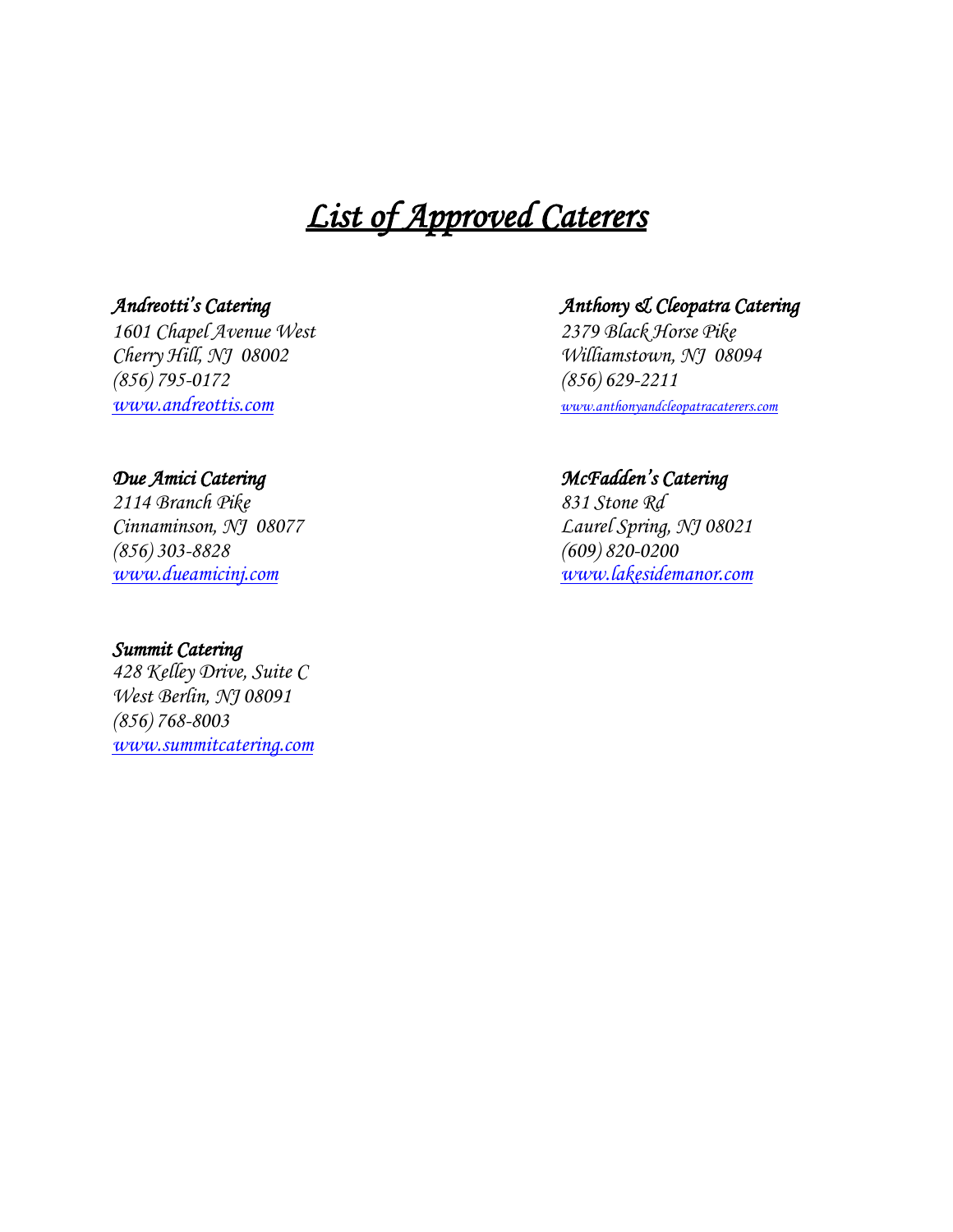# List of Approved Caterers

### Andreotti's Catering

1601 Chapel Avenue West
Cherry Hill, NJ 08002
(856) 795-0172
www.andreottis.com

### Anthony & Cleopatra Catering

2379 Black Horse Pike
Williamstown, NJ 08094
(856) 629-2211
www.anthonyandcleopatracaterers.com

### Due Amici Catering

2114 Branch Pike
Cinnaminson, NJ 08077
(856) 303-8828
www.dueamicinj.com

### McFadden's Catering

831 Stone Rd
Laurel Spring, NJ 08021
(609) 820-0200
www.lakesidemanor.com

### Summit Catering

428 Kelley Drive, Suite C
West Berlin, NJ 08091
(856) 768-8003
www.summitcatering.com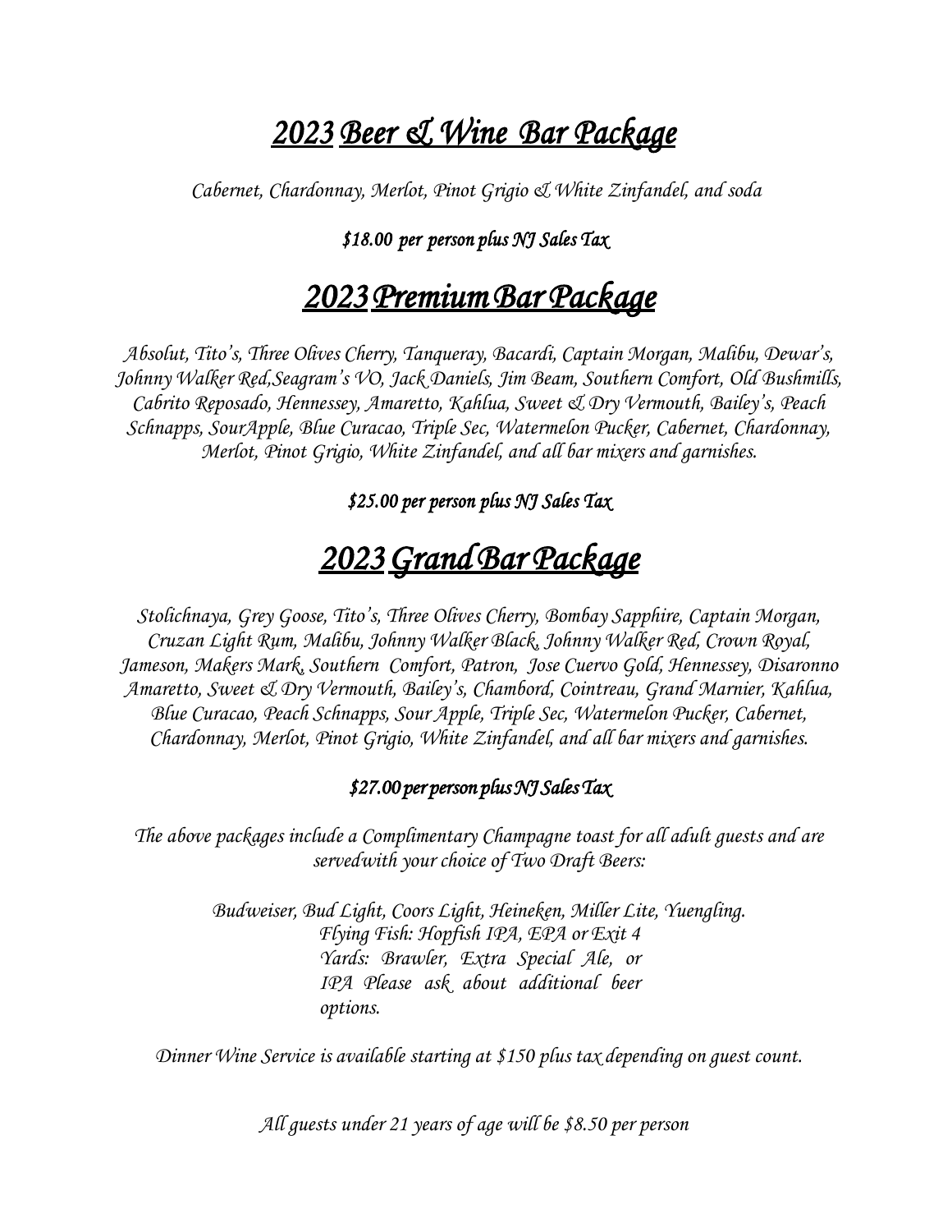# *2023 Beer & Wine Bar Package*

*Cabernet, Chardonnay, Merlot, Pinot Grigio & White Zinfandel, and soda*

***$18.00 per person plus NJ Sales Tax***

# *2023 Premium Bar Package*

*Absolut, Tito's, Three Olives Cherry, Tanqueray, Bacardi, Captain Morgan, Malibu, Dewar's, Johnny Walker Red,Seagram's VO, Jack Daniels, Jim Beam, Southern Comfort, Old Bushmills, Cabrito Reposado, Hennessey, Amaretto, Kahlua, Sweet & Dry Vermouth, Bailey's, Peach Schnapps, SourApple, Blue Curacao, Triple Sec, Watermelon Pucker, Cabernet, Chardonnay, Merlot, Pinot Grigio, White Zinfandel, and all bar mixers and garnishes.*

***$25.00 per person plus NJ Sales Tax***

# *2023 Grand Bar Package*

*Stolichnaya, Grey Goose, Tito's, Three Olives Cherry, Bombay Sapphire, Captain Morgan, Cruzan Light Rum, Malibu, Johnny Walker Black, Johnny Walker Red, Crown Royal, Jameson, Makers Mark, Southern Comfort, Patron, Jose Cuervo Gold, Hennessey, Disaronno Amaretto, Sweet & Dry Vermouth, Bailey's, Chambord, Cointreau, Grand Marnier, Kahlua, Blue Curacao, Peach Schnapps, Sour Apple, Triple Sec, Watermelon Pucker, Cabernet, Chardonnay, Merlot, Pinot Grigio, White Zinfandel, and all bar mixers and garnishes.*

***$27.00 per person plus NJ Sales Tax***

*The above packages include a Complimentary Champagne toast for all adult guests and are servedwith your choice of Two Draft Beers:*

*Budweiser, Bud Light, Coors Light, Heineken, Miller Lite, Yuengling. Flying Fish: Hopfish IPA, EPA or Exit 4 Yards: Brawler, Extra Special Ale, or IPA Please ask about additional beer options.*

*Dinner Wine Service is available starting at $150 plus tax depending on guest count.*

*All guests under 21 years of age will be $8.50 per person*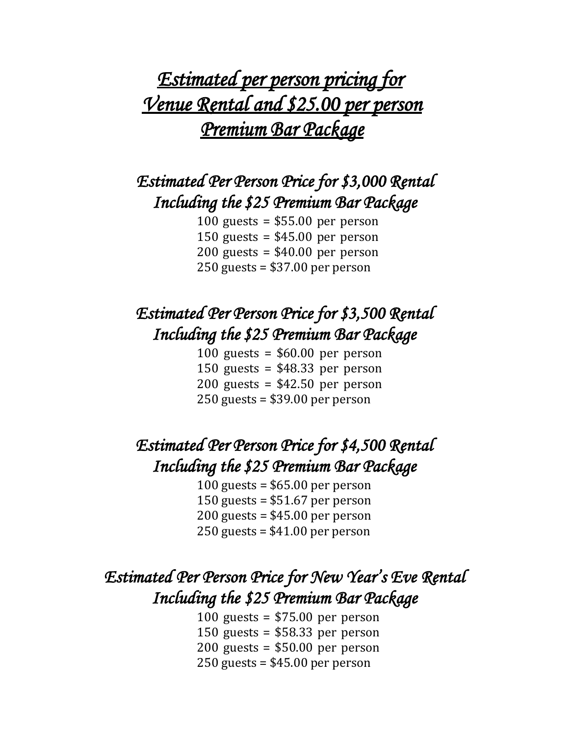# *Estimated per person pricing for Venue Rental and $25.00 per person Premium Bar Package*

## *Estimated Per Person Price for $3,000 Rental Including the $25 Premium Bar Package*

100 guests = $55.00 per person
150 guests = $45.00 per person
200 guests = $40.00 per person
250 guests = $37.00 per person

## *Estimated Per Person Price for $3,500 Rental Including the $25 Premium Bar Package*

100 guests = $60.00 per person
150 guests = $48.33 per person
200 guests = $42.50 per person
250 guests = $39.00 per person

## *Estimated Per Person Price for $4,500 Rental Including the $25 Premium Bar Package*

100 guests = $65.00 per person
150 guests = $51.67 per person
200 guests = $45.00 per person
250 guests = $41.00 per person

## *Estimated Per Person Price for New Year's Eve Rental Including the $25 Premium Bar Package*

100 guests = $75.00 per person
150 guests = $58.33 per person
200 guests = $50.00 per person
250 guests = $45.00 per person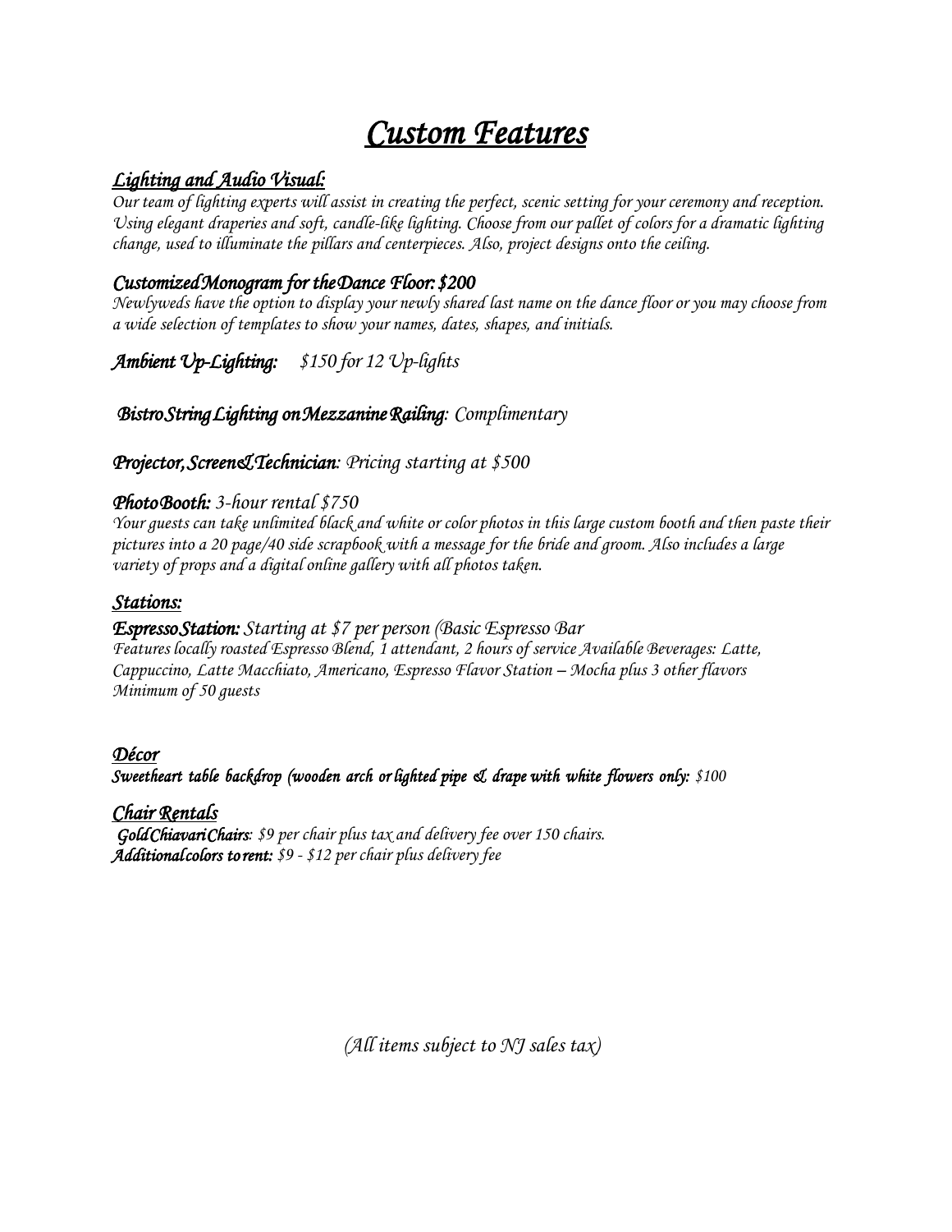# *Custom Features*

## *Lighting and Audio Visual:*

*Our team of lighting experts will assist in creating the perfect, scenic setting for your ceremony and reception. Using elegant draperies and soft, candle-like lighting. Choose from our pallet of colors for a dramatic lighting change, used to illuminate the pillars and centerpieces. Also, project designs onto the ceiling.*

### *Customized Monogram for the Dance Floor: $200*

*Newlyweds have the option to display your newly shared last name on the dance floor or you may choose from a wide selection of templates to show your names, dates, shapes, and initials.*

***Ambient Up-Lighting:*** *$150 for 12 Up-lights*

***Bistro String Lighting on Mezzanine Railing:*** *Complimentary*

***Projector, Screen & Technician:*** *Pricing starting at $500*

***Photo Booth:*** *3-hour rental $750*

*Your guests can take unlimited black and white or color photos in this large custom booth and then paste their pictures into a 20 page/40 side scrapbook with a message for the bride and groom. Also includes a large variety of props and a digital online gallery with all photos taken.*

## *Stations:*

***Espresso Station:*** *Starting at $7 per person (Basic Espresso Bar*
*Features locally roasted Espresso Blend, 1 attendant, 2 hours of service Available Beverages: Latte, Cappuccino, Latte Macchiato, Americano, Espresso Flavor Station – Mocha plus 3 other flavors*
*Minimum of 50 guests*

## *Décor*

***Sweetheart table backdrop (wooden arch or lighted pipe & drape with white flowers only:*** *$100*

## *Chair Rentals*

***Gold Chiavari Chairs:*** *$9 per chair plus tax and delivery fee over 150 chairs.*
***Additional colors to rent:*** *$9 - $12 per chair plus delivery fee*

*(All items subject to NJ sales tax)*